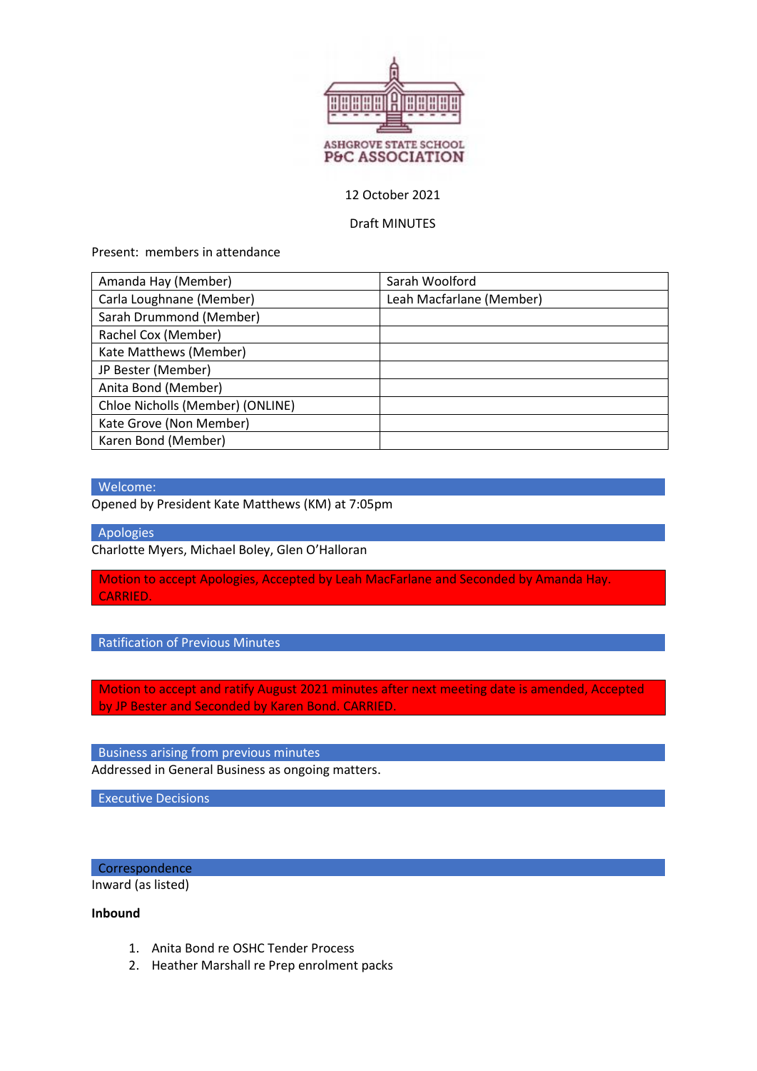ASHGROVE STATE SCHOOL
P&C ASSOCIATION

12 October 2021

Draft MINUTES

Present: members in attendance

| | |
|---|---|
| Amanda Hay (Member) | Sarah Woolford |
| Carla Loughnane (Member) | Leah Macfarlane (Member) |
| Sarah Drummond (Member) | |
| Rachel Cox (Member) | |
| Kate Matthews (Member) | |
| JP Bester (Member) | |
| Anita Bond (Member) | |
| Chloe Nicholls (Member) (ONLINE) | |
| Kate Grove (Non Member) | |
| Karen Bond (Member) | |

## Welcome:

Opened by President Kate Matthews (KM) at 7:05pm

## Apologies

Charlotte Myers, Michael Boley, Glen O'Halloran

Motion to accept Apologies, Accepted by Leah MacFarlane and Seconded by Amanda Hay. CARRIED.

## Ratification of Previous Minutes

Motion to accept and ratify August 2021 minutes after next meeting date is amended, Accepted by JP Bester and Seconded by Karen Bond. CARRIED.

## Business arising from previous minutes

Addressed in General Business as ongoing matters.

## Executive Decisions

## Correspondence

Inward (as listed)

**Inbound**

1. Anita Bond re OSHC Tender Process
2. Heather Marshall re Prep enrolment packs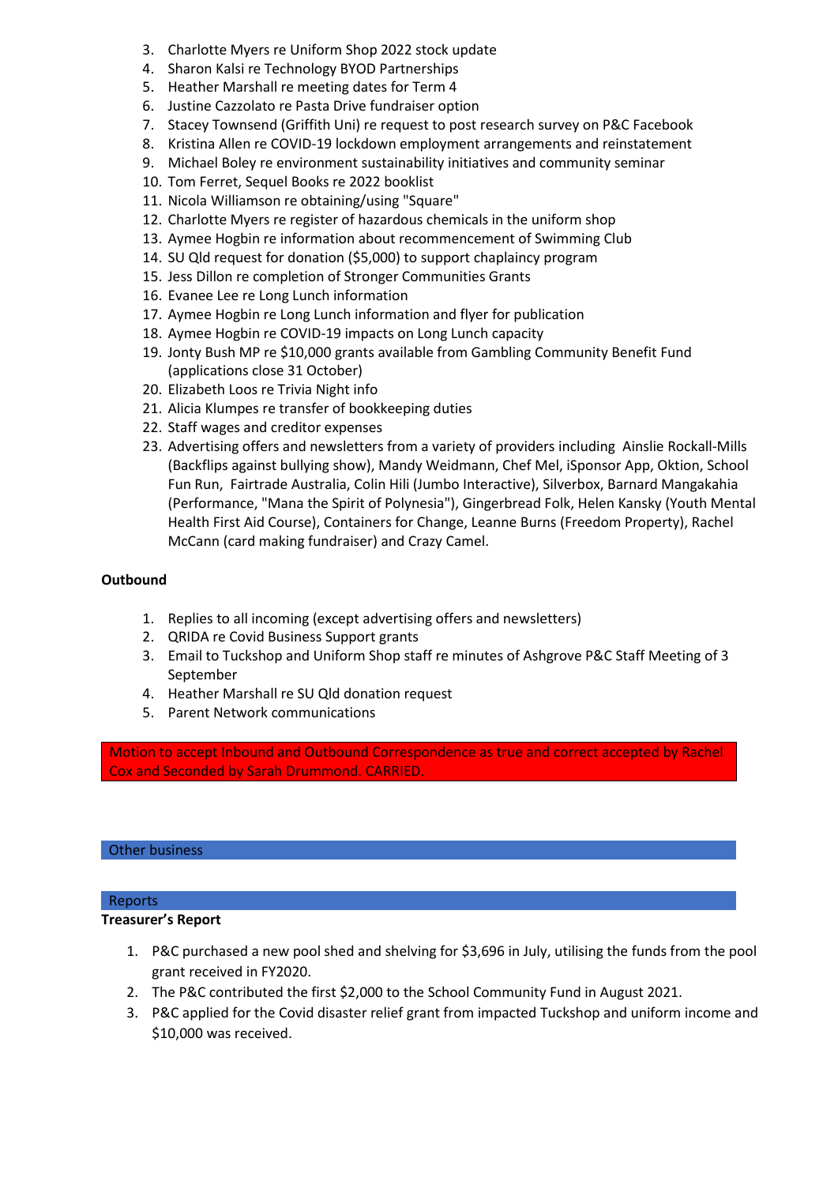3. Charlotte Myers re Uniform Shop 2022 stock update
4. Sharon Kalsi re Technology BYOD Partnerships
5. Heather Marshall re meeting dates for Term 4
6. Justine Cazzolato re Pasta Drive fundraiser option
7. Stacey Townsend (Griffith Uni) re request to post research survey on P&C Facebook
8. Kristina Allen re COVID-19 lockdown employment arrangements and reinstatement
9. Michael Boley re environment sustainability initiatives and community seminar
10. Tom Ferret, Sequel Books re 2022 booklist
11. Nicola Williamson re obtaining/using "Square"
12. Charlotte Myers re register of hazardous chemicals in the uniform shop
13. Aymee Hogbin re information about recommencement of Swimming Club
14. SU Qld request for donation ($5,000) to support chaplaincy program
15. Jess Dillon re completion of Stronger Communities Grants
16. Evanee Lee re Long Lunch information
17. Aymee Hogbin re Long Lunch information and flyer for publication
18. Aymee Hogbin re COVID-19 impacts on Long Lunch capacity
19. Jonty Bush MP re $10,000 grants available from Gambling Community Benefit Fund (applications close 31 October)
20. Elizabeth Loos re Trivia Night info
21. Alicia Klumpes re transfer of bookkeeping duties
22. Staff wages and creditor expenses
23. Advertising offers and newsletters from a variety of providers including Ainslie Rockall-Mills (Backflips against bullying show), Mandy Weidmann, Chef Mel, iSponsor App, Oktion, School Fun Run, Fairtrade Australia, Colin Hili (Jumbo Interactive), Silverbox, Barnard Mangakahia (Performance, "Mana the Spirit of Polynesia"), Gingerbread Folk, Helen Kansky (Youth Mental Health First Aid Course), Containers for Change, Leanne Burns (Freedom Property), Rachel McCann (card making fundraiser) and Crazy Camel.

**Outbound**

1. Replies to all incoming (except advertising offers and newsletters)
2. QRIDA re Covid Business Support grants
3. Email to Tuckshop and Uniform Shop staff re minutes of Ashgrove P&C Staff Meeting of 3 September
4. Heather Marshall re SU Qld donation request
5. Parent Network communications

Motion to accept Inbound and Outbound Correspondence as true and correct accepted by Rachel Cox and Seconded by Sarah Drummond. CARRIED.

## Other business

## Reports

**Treasurer's Report**

1. P&C purchased a new pool shed and shelving for $3,696 in July, utilising the funds from the pool grant received in FY2020.
2. The P&C contributed the first $2,000 to the School Community Fund in August 2021.
3. P&C applied for the Covid disaster relief grant from impacted Tuckshop and uniform income and $10,000 was received.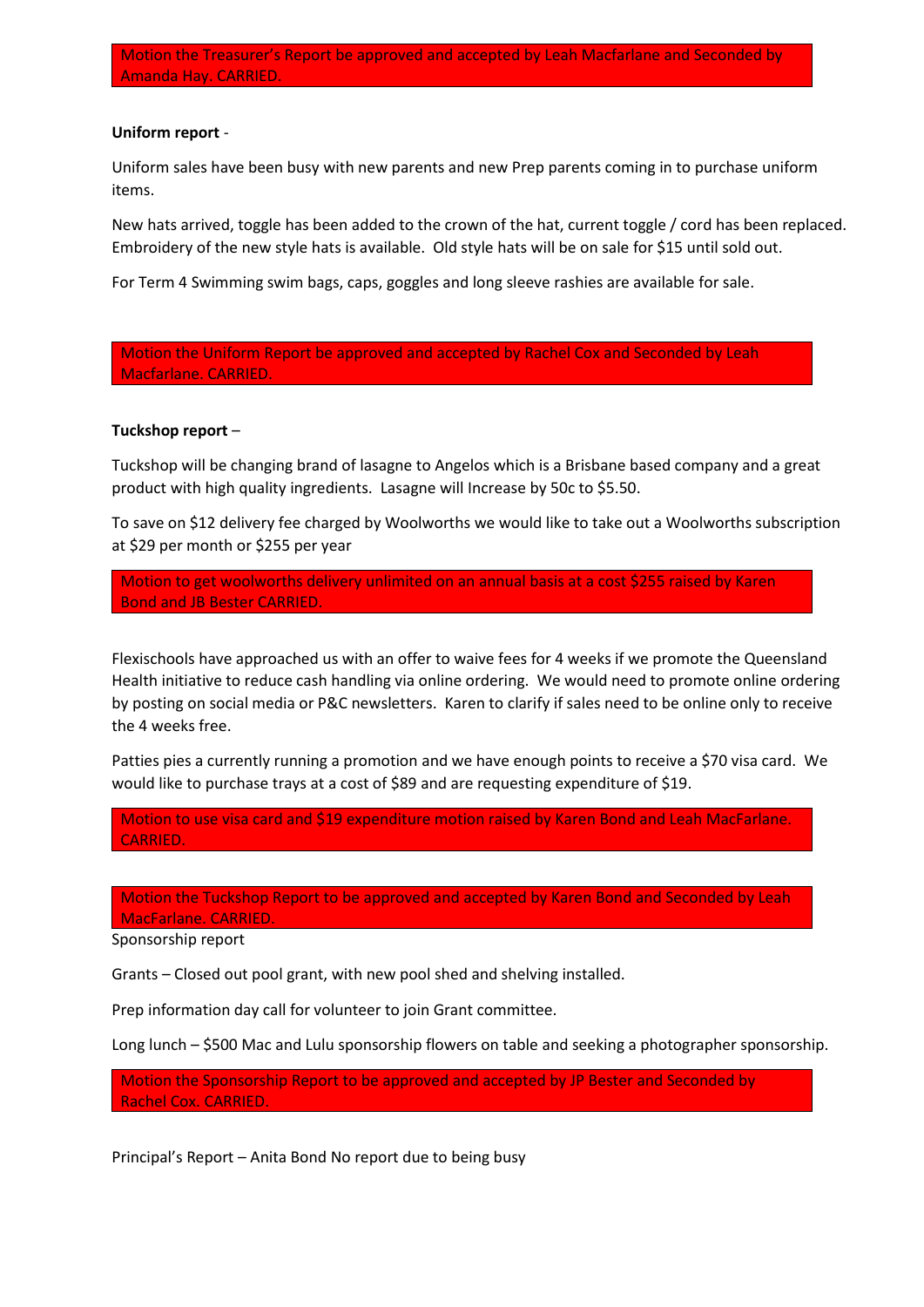Motion the Treasurer's Report be approved and accepted by Leah Macfarlane and Seconded by Amanda Hay. CARRIED.

**Uniform report** -

Uniform sales have been busy with new parents and new Prep parents coming in to purchase uniform items.

New hats arrived, toggle has been added to the crown of the hat, current toggle / cord has been replaced. Embroidery of the new style hats is available. Old style hats will be on sale for $15 until sold out.

For Term 4 Swimming swim bags, caps, goggles and long sleeve rashies are available for sale.

Motion the Uniform Report be approved and accepted by Rachel Cox and Seconded by Leah Macfarlane. CARRIED.

**Tuckshop report** –

Tuckshop will be changing brand of lasagne to Angelos which is a Brisbane based company and a great product with high quality ingredients. Lasagne will Increase by 50c to $5.50.

To save on $12 delivery fee charged by Woolworths we would like to take out a Woolworths subscription at $29 per month or $255 per year

Motion to get woolworths delivery unlimited on an annual basis at a cost $255 raised by Karen Bond and JB Bester CARRIED.

Flexischools have approached us with an offer to waive fees for 4 weeks if we promote the Queensland Health initiative to reduce cash handling via online ordering. We would need to promote online ordering by posting on social media or P&C newsletters. Karen to clarify if sales need to be online only to receive the 4 weeks free.

Patties pies a currently running a promotion and we have enough points to receive a $70 visa card. We would like to purchase trays at a cost of $89 and are requesting expenditure of $19.

Motion to use visa card and $19 expenditure motion raised by Karen Bond and Leah MacFarlane. CARRIED.

Motion the Tuckshop Report to be approved and accepted by Karen Bond and Seconded by Leah MacFarlane. CARRIED.

Sponsorship report

Grants – Closed out pool grant, with new pool shed and shelving installed.

Prep information day call for volunteer to join Grant committee.

Long lunch – $500 Mac and Lulu sponsorship flowers on table and seeking a photographer sponsorship.

Motion the Sponsorship Report to be approved and accepted by JP Bester and Seconded by Rachel Cox. CARRIED.

Principal's Report – Anita Bond No report due to being busy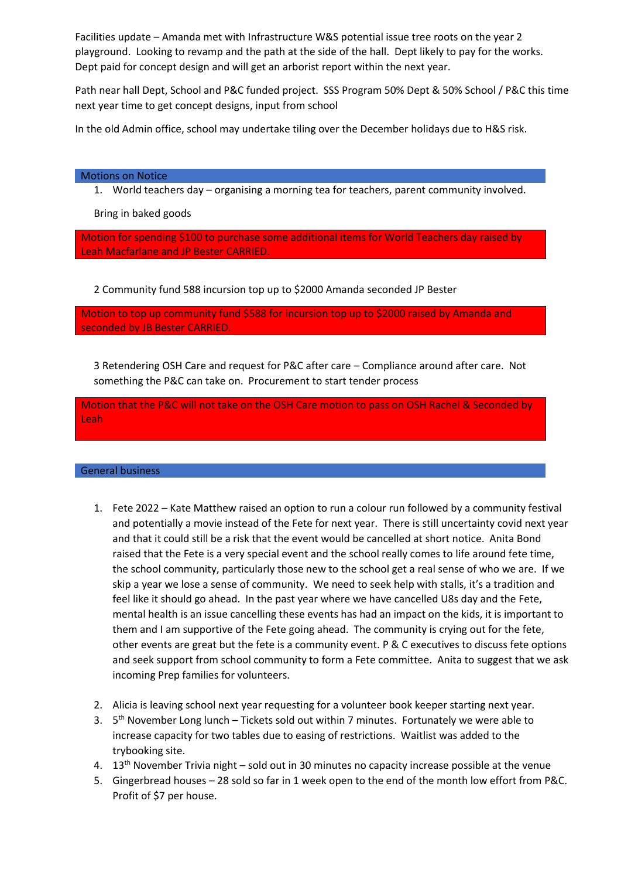Facilities update – Amanda met with Infrastructure W&S potential issue tree roots on the year 2 playground. Looking to revamp and the path at the side of the hall. Dept likely to pay for the works. Dept paid for concept design and will get an arborist report within the next year.

Path near hall Dept, School and P&C funded project. SSS Program 50% Dept & 50% School / P&C this time next year time to get concept designs, input from school

In the old Admin office, school may undertake tiling over the December holidays due to H&S risk.

## Motions on Notice

1. World teachers day – organising a morning tea for teachers, parent community involved.

   Bring in baked goods

**Motion for spending $100 to purchase some additional items for World Teachers day raised by Leah Macfarlane and JP Bester CARRIED.**

2 Community fund 588 incursion top up to $2000 Amanda seconded JP Bester

**Motion to top up community fund $588 for incursion top up to $2000 raised by Amanda and seconded by JB Bester CARRIED.**

3 Retendering OSH Care and request for P&C after care – Compliance around after care. Not something the P&C can take on. Procurement to start tender process

**Motion that the P&C will not take on the OSH Care motion to pass on OSH Rachel & Seconded by Leah**

## General business

1. Fete 2022 – Kate Matthew raised an option to run a colour run followed by a community festival and potentially a movie instead of the Fete for next year. There is still uncertainty covid next year and that it could still be a risk that the event would be cancelled at short notice. Anita Bond raised that the Fete is a very special event and the school really comes to life around fete time, the school community, particularly those new to the school get a real sense of who we are. If we skip a year we lose a sense of community. We need to seek help with stalls, it's a tradition and feel like it should go ahead. In the past year where we have cancelled U8s day and the Fete, mental health is an issue cancelling these events has had an impact on the kids, it is important to them and I am supportive of the Fete going ahead. The community is crying out for the fete, other events are great but the fete is a community event. P & C executives to discuss fete options and seek support from school community to form a Fete committee. Anita to suggest that we ask incoming Prep families for volunteers.

2. Alicia is leaving school next year requesting for a volunteer book keeper starting next year.
3. 5th November Long lunch – Tickets sold out within 7 minutes. Fortunately we were able to increase capacity for two tables due to easing of restrictions. Waitlist was added to the trybooking site.
4. 13th November Trivia night – sold out in 30 minutes no capacity increase possible at the venue
5. Gingerbread houses – 28 sold so far in 1 week open to the end of the month low effort from P&C. Profit of $7 per house.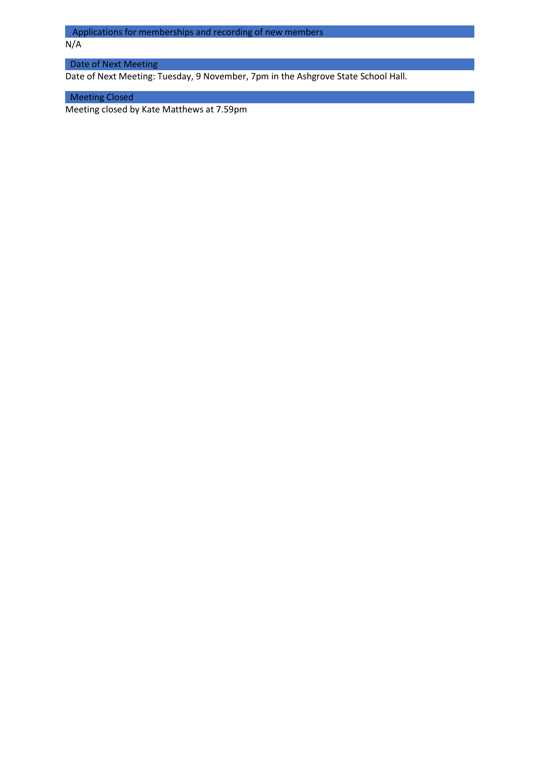## Applications for memberships and recording of new members

N/A

## Date of Next Meeting

Date of Next Meeting: Tuesday, 9 November, 7pm in the Ashgrove State School Hall.

## Meeting Closed

Meeting closed by Kate Matthews at 7.59pm